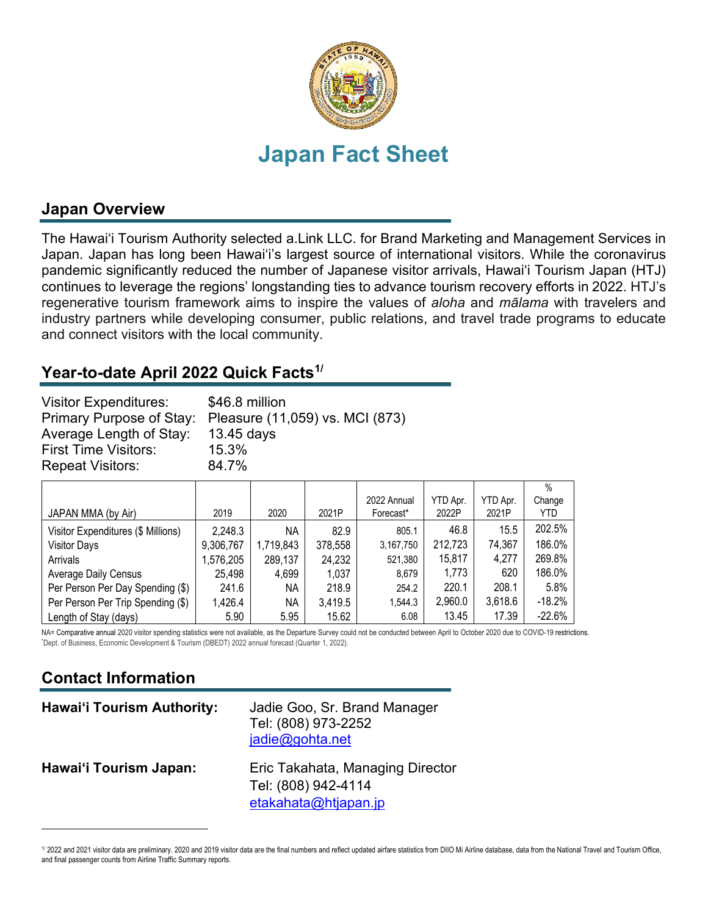# Japan Fact Sheet

## Japan Overview

The Hawaiʻi Tourism Authority selected a.Link LLC. for Brand Marketing and Management Services in Japan. Japan has long been Hawaiʻi's largest source of international visitors. While the coronavirus pandemic significantly reduced the number of Japanese visitor arrivals, Hawaiʻi Tourism Japan (HTJ) continues to leverage the regions' longstanding ties to advance tourism recovery efforts in 2022. HTJ's regenerative tourism framework aims to inspire the values of *aloha* and *mālama* with travelers and industry partners while developing consumer, public relations, and travel trade programs to educate and connect visitors with the local community.

## Year-to-date April 2022 Quick Facts[1/]

| | |
|---|---|
| Visitor Expenditures: | $46.8 million |
| Primary Purpose of Stay: | Pleasure (11,059) vs. MCI (873) |
| Average Length of Stay: | 13.45 days |
| First Time Visitors: | 15.3% |
| Repeat Visitors: | 84.7% |

| JAPAN MMA (by Air) | 2019 | 2020 | 2021P | 2022 Annual Forecast* | YTD Apr. 2022P | YTD Apr. 2021P | % Change YTD |
|---|---|---|---|---|---|---|---|
| Visitor Expenditures ($ Millions) | 2,248.3 | NA | 82.9 | 805.1 | 46.8 | 15.5 | 202.5% |
| Visitor Days | 9,306,767 | 1,719,843 | 378,558 | 3,167,750 | 212,723 | 74,367 | 186.0% |
| Arrivals | 1,576,205 | 289,137 | 24,232 | 521,380 | 15,817 | 4,277 | 269.8% |
| Average Daily Census | 25,498 | 4,699 | 1,037 | 8,679 | 1,773 | 620 | 186.0% |
| Per Person Per Day Spending ($) | 241.6 | NA | 218.9 | 254.2 | 220.1 | 208.1 | 5.8% |
| Per Person Per Trip Spending ($) | 1,426.4 | NA | 3,419.5 | 1,544.3 | 2,960.0 | 3,618.6 | -18.2% |
| Length of Stay (days) | 5.90 | 5.95 | 15.62 | 6.08 | 13.45 | 17.39 | -22.6% |

NA= Comparative annual 2020 visitor spending statistics were not available, as the Departure Survey could not be conducted between April to October 2020 due to COVID-19 restrictions.
*Dept. of Business, Economic Development & Tourism (DBEDT) 2022 annual forecast (Quarter 1, 2022).

## Contact Information

**Hawaiʻi Tourism Authority:**
Jadie Goo, Sr. Brand Manager
Tel: (808) 973-2252
jadie@gohta.net

**Hawaiʻi Tourism Japan:**
Eric Takahata, Managing Director
Tel: (808) 942-4114
etakahata@htjapan.jp

---

[1/] 2022 and 2021 visitor data are preliminary. 2020 and 2019 visitor data are the final numbers and reflect updated airfare statistics from DIIO Mi Airline database, data from the National Travel and Tourism Office, and final passenger counts from Airline Traffic Summary reports.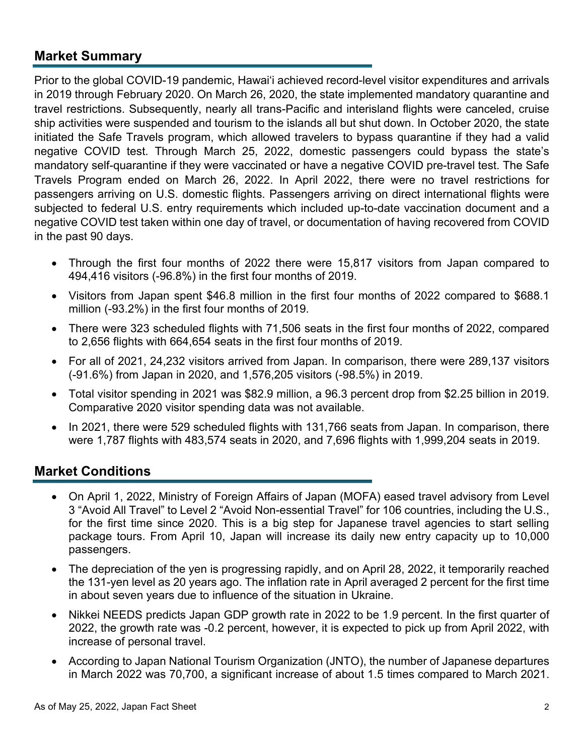## Market Summary

Prior to the global COVID-19 pandemic, Hawai'i achieved record-level visitor expenditures and arrivals in 2019 through February 2020. On March 26, 2020, the state implemented mandatory quarantine and travel restrictions. Subsequently, nearly all trans-Pacific and interisland flights were canceled, cruise ship activities were suspended and tourism to the islands all but shut down. In October 2020, the state initiated the Safe Travels program, which allowed travelers to bypass quarantine if they had a valid negative COVID test. Through March 25, 2022, domestic passengers could bypass the state's mandatory self-quarantine if they were vaccinated or have a negative COVID pre-travel test. The Safe Travels Program ended on March 26, 2022. In April 2022, there were no travel restrictions for passengers arriving on U.S. domestic flights. Passengers arriving on direct international flights were subjected to federal U.S. entry requirements which included up-to-date vaccination document and a negative COVID test taken within one day of travel, or documentation of having recovered from COVID in the past 90 days.

- Through the first four months of 2022 there were 15,817 visitors from Japan compared to 494,416 visitors (-96.8%) in the first four months of 2019.
- Visitors from Japan spent $46.8 million in the first four months of 2022 compared to $688.1 million (-93.2%) in the first four months of 2019.
- There were 323 scheduled flights with 71,506 seats in the first four months of 2022, compared to 2,656 flights with 664,654 seats in the first four months of 2019.
- For all of 2021, 24,232 visitors arrived from Japan. In comparison, there were 289,137 visitors (-91.6%) from Japan in 2020, and 1,576,205 visitors (-98.5%) in 2019.
- Total visitor spending in 2021 was $82.9 million, a 96.3 percent drop from $2.25 billion in 2019. Comparative 2020 visitor spending data was not available.
- In 2021, there were 529 scheduled flights with 131,766 seats from Japan. In comparison, there were 1,787 flights with 483,574 seats in 2020, and 7,696 flights with 1,999,204 seats in 2019.

## Market Conditions

- On April 1, 2022, Ministry of Foreign Affairs of Japan (MOFA) eased travel advisory from Level 3 "Avoid All Travel" to Level 2 "Avoid Non-essential Travel" for 106 countries, including the U.S., for the first time since 2020. This is a big step for Japanese travel agencies to start selling package tours. From April 10, Japan will increase its daily new entry capacity up to 10,000 passengers.
- The depreciation of the yen is progressing rapidly, and on April 28, 2022, it temporarily reached the 131-yen level as 20 years ago. The inflation rate in April averaged 2 percent for the first time in about seven years due to influence of the situation in Ukraine.
- Nikkei NEEDS predicts Japan GDP growth rate in 2022 to be 1.9 percent. In the first quarter of 2022, the growth rate was -0.2 percent, however, it is expected to pick up from April 2022, with increase of personal travel.
- According to Japan National Tourism Organization (JNTO), the number of Japanese departures in March 2022 was 70,700, a significant increase of about 1.5 times compared to March 2021.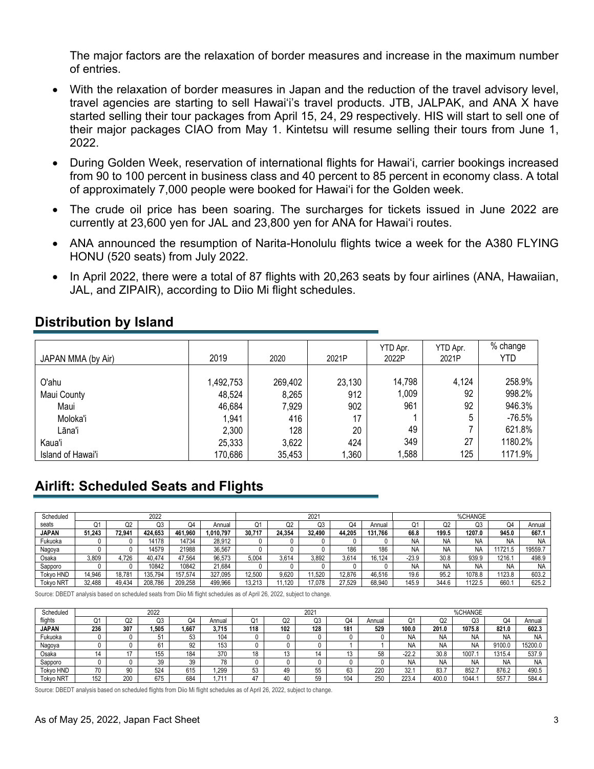The major factors are the relaxation of border measures and increase in the maximum number of entries.

- With the relaxation of border measures in Japan and the reduction of the travel advisory level, travel agencies are starting to sell Hawai'i's travel products. JTB, JALPAK, and ANA X have started selling their tour packages from April 15, 24, 29 respectively. HIS will start to sell one of their major packages CIAO from May 1. Kintetsu will resume selling their tours from June 1, 2022.
- During Golden Week, reservation of international flights for Hawai'i, carrier bookings increased from 90 to 100 percent in business class and 40 percent to 85 percent in economy class. A total of approximately 7,000 people were booked for Hawai'i for the Golden week.
- The crude oil price has been soaring. The surcharges for tickets issued in June 2022 are currently at 23,600 yen for JAL and 23,800 yen for ANA for Hawai'i routes.
- ANA announced the resumption of Narita-Honolulu flights twice a week for the A380 FLYING HONU (520 seats) from July 2022.
- In April 2022, there were a total of 87 flights with 20,263 seats by four airlines (ANA, Hawaiian, JAL, and ZIPAIR), according to Diio Mi flight schedules.

## Distribution by Island

| JAPAN MMA (by Air) | 2019 | 2020 | 2021P | YTD Apr. 2022P | YTD Apr. 2021P | % change YTD |
|---|---|---|---|---|---|---|
| O'ahu | 1,492,753 | 269,402 | 23,130 | 14,798 | 4,124 | 258.9% |
| Maui County | 48,524 | 8,265 | 912 | 1,009 | 92 | 998.2% |
| Maui | 46,684 | 7,929 | 902 | 961 | 92 | 946.3% |
| Moloka'i | 1,941 | 416 | 17 | 1 | 5 | -76.5% |
| Lāna'i | 2,300 | 128 | 20 | 49 | 7 | 621.8% |
| Kaua'i | 25,333 | 3,622 | 424 | 349 | 27 | 1180.2% |
| Island of Hawai'i | 170,686 | 35,453 | 1,360 | 1,588 | 125 | 1171.9% |

## Airlift: Scheduled Seats and Flights

| Scheduled seats | 2022 | | | | | 2021 | | | | | %CHANGE | | | | |
|---|---|---|---|---|---|---|---|---|---|---|---|---|---|---|---|
| | Q1 | Q2 | Q3 | Q4 | Annual | Q1 | Q2 | Q3 | Q4 | Annual | Q1 | Q2 | Q3 | Q4 | Annual |
| **JAPAN** | **51,243** | **72,941** | **424,653** | **461,960** | **1,010,797** | **30,717** | **24,354** | **32,490** | **44,205** | **131,766** | **66.8** | **199.5** | **1207.0** | **945.0** | **667.1** |
| Fukuoka | 0 | 0 | 14178 | 14734 | 28,912 | 0 | 0 | 0 | 0 | 0 | NA | NA | NA | NA | NA |
| Nagoya | 0 | 0 | 14579 | 21988 | 36,567 | 0 | 0 | 0 | 186 | 186 | NA | NA | NA | 11721.5 | 19559.7 |
| Osaka | 3,809 | 4,726 | 40,474 | 47,564 | 96,573 | 5,004 | 3,614 | 3,892 | 3,614 | 16,124 | -23.9 | 30.8 | 939.9 | 1216.1 | 498.9 |
| Sapporo | 0 | 0 | 10842 | 10842 | 21,684 | 0 | 0 | 0 | 0 | 0 | NA | NA | NA | NA | NA |
| Tokyo HND | 14,946 | 18,781 | 135,794 | 157,574 | 327,095 | 12,500 | 9,620 | 11,520 | 12,876 | 46,516 | 19.6 | 95.2 | 1078.8 | 1123.8 | 603.2 |
| Tokyo NRT | 32,488 | 49,434 | 208,786 | 209,258 | 499,966 | 13,213 | 11,120 | 17,078 | 27,529 | 68,940 | 145.9 | 344.6 | 1122.5 | 660.1 | 625.2 |

Source: DBEDT analysis based on scheduled seats from Diio Mi flight schedules as of April 26, 2022, subject to change.

| Scheduled flights | 2022 | | | | | 2021 | | | | | %CHANGE | | | | |
|---|---|---|---|---|---|---|---|---|---|---|---|---|---|---|---|
| | Q1 | Q2 | Q3 | Q4 | Annual | Q1 | Q2 | Q3 | Q4 | Annual | Q1 | Q2 | Q3 | Q4 | Annual |
| **JAPAN** | **236** | **307** | **1,505** | **1,667** | **3,715** | **118** | **102** | **128** | **181** | **529** | **100.0** | **201.0** | **1075.8** | **821.0** | **602.3** |
| Fukuoka | 0 | 0 | 51 | 53 | 104 | 0 | 0 | 0 | 0 | 0 | NA | NA | NA | NA | NA |
| Nagoya | 0 | 0 | 61 | 92 | 153 | 0 | 0 | 0 | 1 | 1 | NA | NA | NA | 9100.0 | 15200.0 |
| Osaka | 14 | 17 | 155 | 184 | 370 | 18 | 13 | 14 | 13 | 58 | -22.2 | 30.8 | 1007.1 | 1315.4 | 537.9 |
| Sapporo | 0 | 0 | 39 | 39 | 78 | 0 | 0 | 0 | 0 | 0 | NA | NA | NA | NA | NA |
| Tokyo HND | 70 | 90 | 524 | 615 | 1,299 | 53 | 49 | 55 | 63 | 220 | 32.1 | 83.7 | 852.7 | 876.2 | 490.5 |
| Tokyo NRT | 152 | 200 | 675 | 684 | 1,711 | 47 | 40 | 59 | 104 | 250 | 223.4 | 400.0 | 1044.1 | 557.7 | 584.4 |

Source: DBEDT analysis based on scheduled flights from Diio Mi flight schedules as of April 26, 2022, subject to change.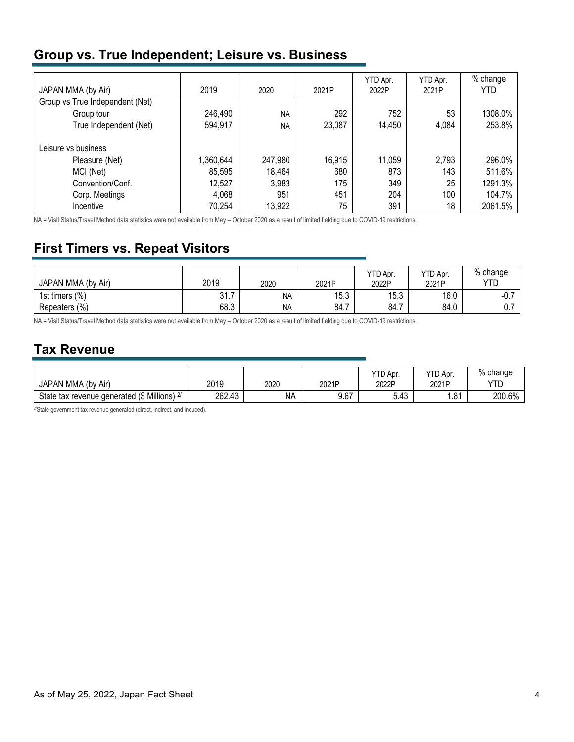## Group vs. True Independent; Leisure vs. Business

| JAPAN MMA (by Air) | 2019 | 2020 | 2021P | YTD Apr. 2022P | YTD Apr. 2021P | % change YTD |
|---|---|---|---|---|---|---|
| Group vs True Independent (Net) | | | | | | |
| Group tour | 246,490 | NA | 292 | 752 | 53 | 1308.0% |
| True Independent (Net) | 594,917 | NA | 23,087 | 14,450 | 4,084 | 253.8% |
| | | | | | | |
| Leisure vs business | | | | | | |
| Pleasure (Net) | 1,360,644 | 247,980 | 16,915 | 11,059 | 2,793 | 296.0% |
| MCI (Net) | 85,595 | 18,464 | 680 | 873 | 143 | 511.6% |
| Convention/Conf. | 12,527 | 3,983 | 175 | 349 | 25 | 1291.3% |
| Corp. Meetings | 4,068 | 951 | 451 | 204 | 100 | 104.7% |
| Incentive | 70,254 | 13,922 | 75 | 391 | 18 | 2061.5% |

NA = Visit Status/Travel Method data statistics were not available from May – October 2020 as a result of limited fielding due to COVID-19 restrictions.

## First Timers vs. Repeat Visitors

| JAPAN MMA (by Air) | 2019 | 2020 | 2021P | YTD Apr. 2022P | YTD Apr. 2021P | % change YTD |
|---|---|---|---|---|---|---|
| 1st timers (%) | 31.7 | NA | 15.3 | 15.3 | 16.0 | -0.7 |
| Repeaters (%) | 68.3 | NA | 84.7 | 84.7 | 84.0 | 0.7 |

NA = Visit Status/Travel Method data statistics were not available from May – October 2020 as a result of limited fielding due to COVID-19 restrictions.

## Tax Revenue

| JAPAN MMA (by Air) | 2019 | 2020 | 2021P | YTD Apr. 2022P | YTD Apr. 2021P | % change YTD |
|---|---|---|---|---|---|---|
| State tax revenue generated ($ Millions) [2/] | 262.43 | NA | 9.67 | 5.43 | 1.81 | 200.6% |

[2/]State government tax revenue generated (direct, indirect, and induced).